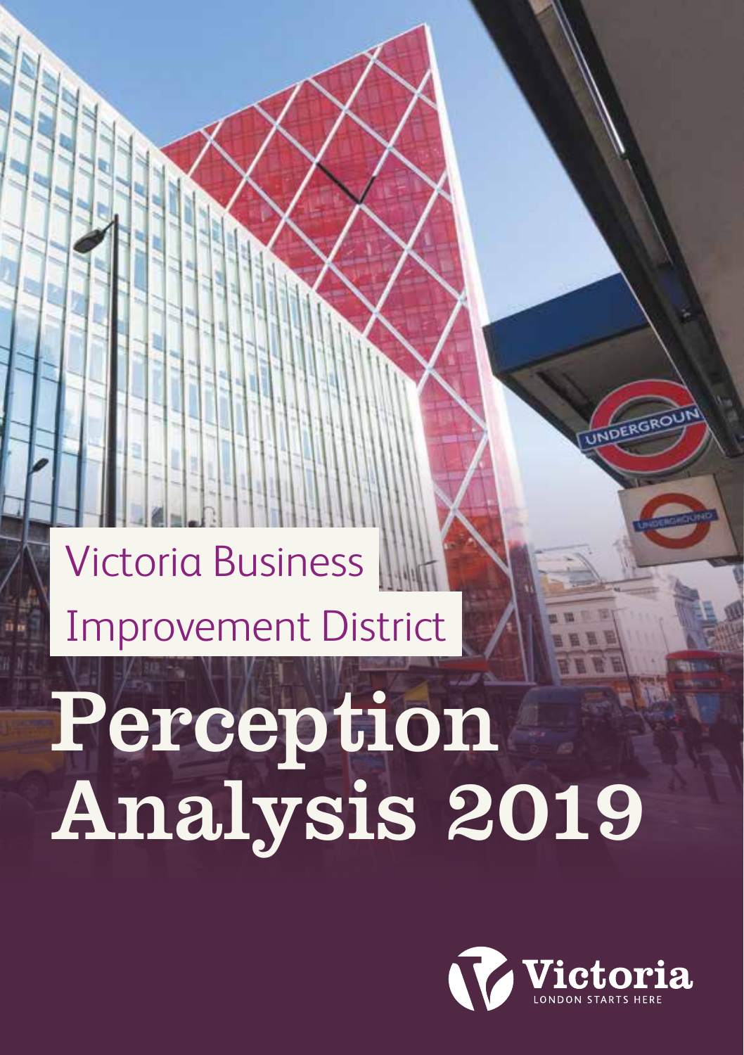Victoria Business Improvement District

# Perception Analysis 2019

Victoria
LONDON STARTS HERE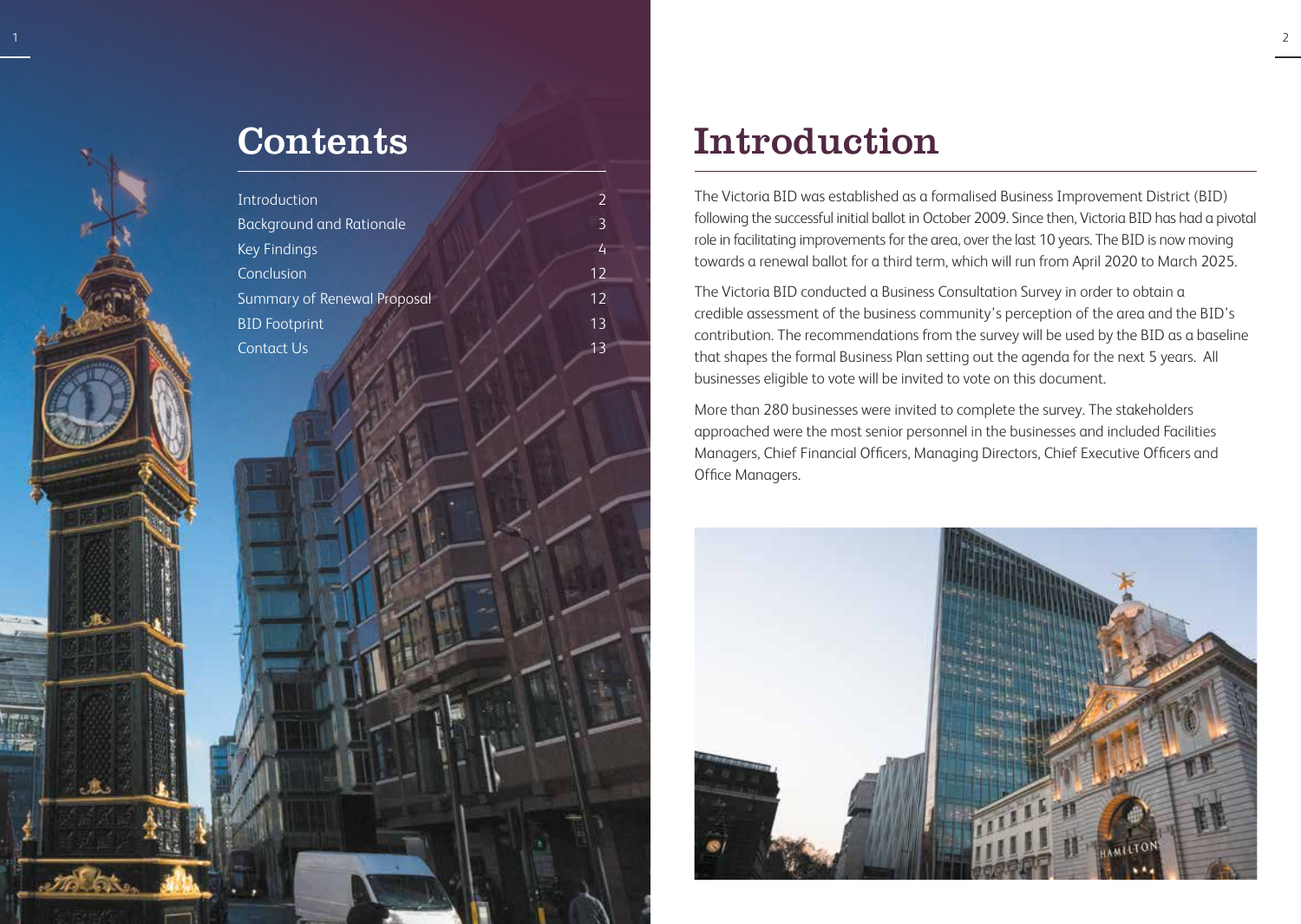# Contents

| | |
|---|---|
| Introduction | 2 |
| Background and Rationale | 3 |
| Key Findings | 4 |
| Conclusion | 12 |
| Summary of Renewal Proposal | 12 |
| BID Footprint | 13 |
| Contact Us | 13 |

# Introduction

The Victoria BID was established as a formalised Business Improvement District (BID) following the successful initial ballot in October 2009. Since then, Victoria BID has had a pivotal role in facilitating improvements for the area, over the last 10 years. The BID is now moving towards a renewal ballot for a third term, which will run from April 2020 to March 2025.

The Victoria BID conducted a Business Consultation Survey in order to obtain a credible assessment of the business community's perception of the area and the BID's contribution. The recommendations from the survey will be used by the BID as a baseline that shapes the formal Business Plan setting out the agenda for the next 5 years. All businesses eligible to vote will be invited to vote on this document.

More than 280 businesses were invited to complete the survey. The stakeholders approached were the most senior personnel in the businesses and included Facilities Managers, Chief Financial Officers, Managing Directors, Chief Executive Officers and Office Managers.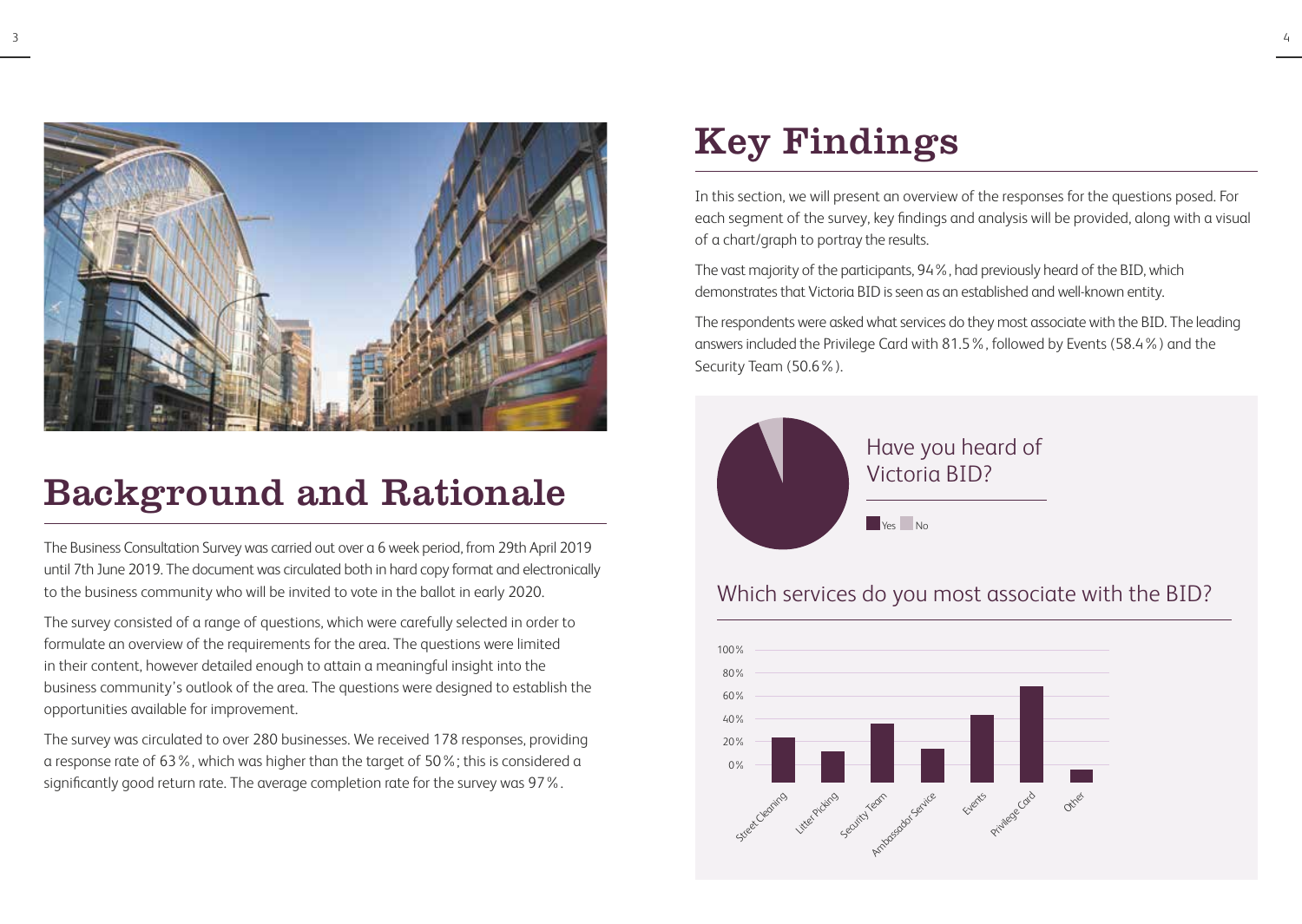## Background and Rationale

The Business Consultation Survey was carried out over a 6 week period, from 29th April 2019 until 7th June 2019. The document was circulated both in hard copy format and electronically to the business community who will be invited to vote in the ballot in early 2020.

The survey consisted of a range of questions, which were carefully selected in order to formulate an overview of the requirements for the area. The questions were limited in their content, however detailed enough to attain a meaningful insight into the business community's outlook of the area. The questions were designed to establish the opportunities available for improvement.

The survey was circulated to over 280 businesses. We received 178 responses, providing a response rate of 63%, which was higher than the target of 50%; this is considered a significantly good return rate. The average completion rate for the survey was 97%.

## Key Findings

In this section, we will present an overview of the responses for the questions posed. For each segment of the survey, key findings and analysis will be provided, along with a visual of a chart/graph to portray the results.

The vast majority of the participants, 94%, had previously heard of the BID, which demonstrates that Victoria BID is seen as an established and well-known entity.

The respondents were asked what services do they most associate with the BID. The leading answers included the Privilege Card with 81.5%, followed by Events (58.4%) and the Security Team (50.6%).

### Have you heard of Victoria BID?

Yes | No

### Which services do you most associate with the BID?

100% | 80% | 60% | 40% | 20% | 0%

Street Cleaning | Litter Picking | Security Team | Ambassador Service | Events | Privilege Card | Other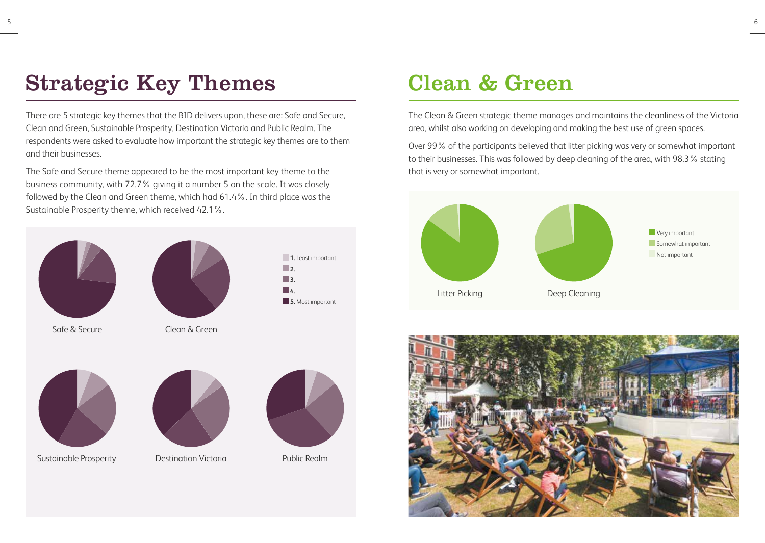# Strategic Key Themes

There are 5 strategic key themes that the BID delivers upon, these are: Safe and Secure, Clean and Green, Sustainable Prosperity, Destination Victoria and Public Realm. The respondents were asked to evaluate how important the strategic key themes are to them and their businesses.

The Safe and Secure theme appeared to be the most important key theme to the business community, with 72.7% giving it a number 5 on the scale. It was closely followed by the Clean and Green theme, which had 61.4%. In third place was the Sustainable Prosperity theme, which received 42.1%.

**1.** Least important
**2.**
**3.**
**4.**
**5.** Most important

Safe & Secure

Clean & Green

Sustainable Prosperity

Destination Victoria

Public Realm

# Clean & Green

The Clean & Green strategic theme manages and maintains the cleanliness of the Victoria area, whilst also working on developing and making the best use of green spaces.

Over 99% of the participants believed that litter picking was very or somewhat important to their businesses. This was followed by deep cleaning of the area, with 98.3% stating that is very or somewhat important.

Very important
Somewhat important
Not important

Litter Picking

Deep Cleaning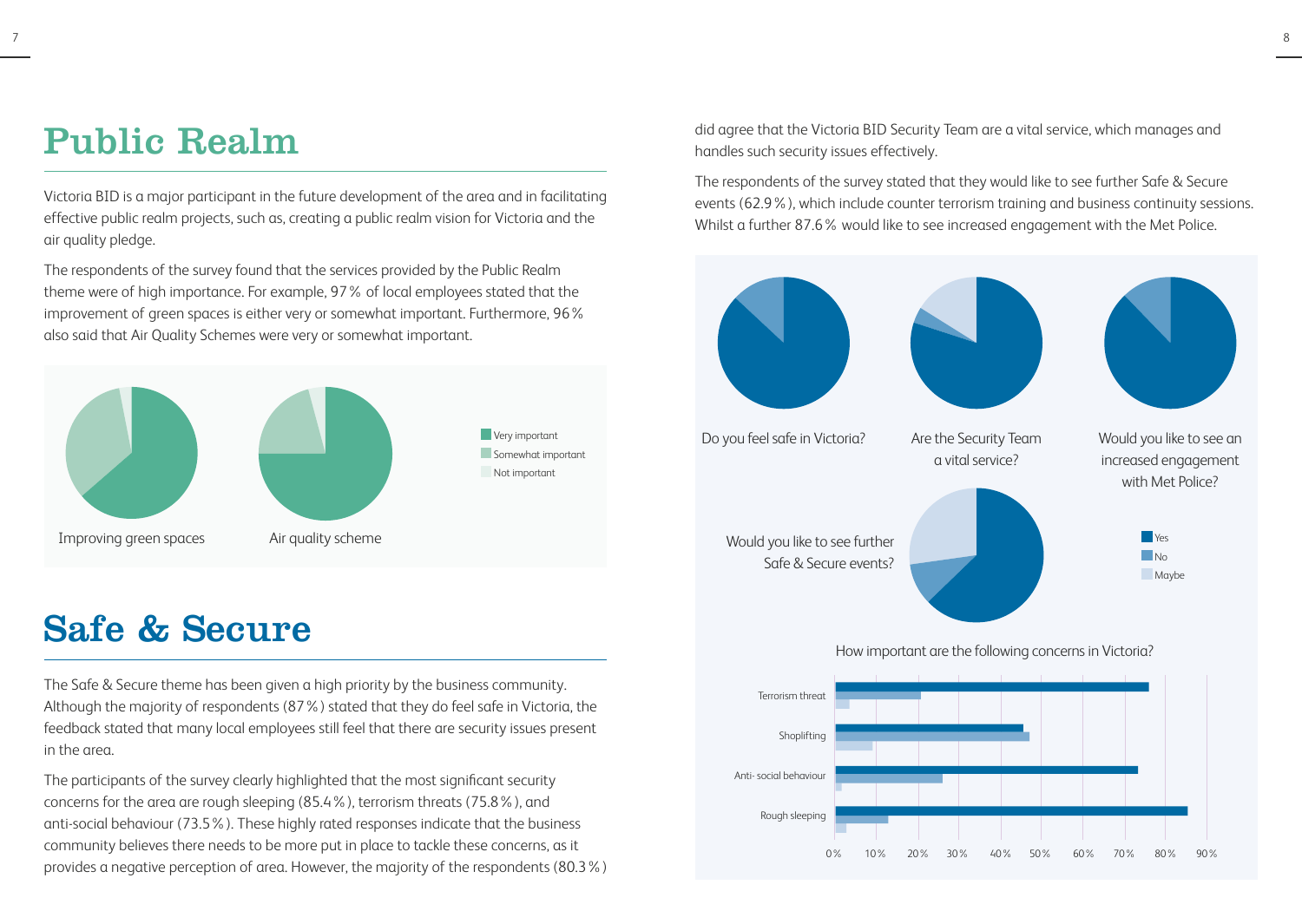# Public Realm

Victoria BID is a major participant in the future development of the area and in facilitating effective public realm projects, such as, creating a public realm vision for Victoria and the air quality pledge.

The respondents of the survey found that the services provided by the Public Realm theme were of high importance. For example, 97% of local employees stated that the improvement of green spaces is either very or somewhat important. Furthermore, 96% also said that Air Quality Schemes were very or somewhat important.

Very important
Somewhat important
Not important

Improving green spaces

Air quality scheme

# Safe & Secure

The Safe & Secure theme has been given a high priority by the business community. Although the majority of respondents (87%) stated that they do feel safe in Victoria, the feedback stated that many local employees still feel that there are security issues present in the area.

The participants of the survey clearly highlighted that the most significant security concerns for the area are rough sleeping (85.4%), terrorism threats (75.8%), and anti-social behaviour (73.5%). These highly rated responses indicate that the business community believes there needs to be more put in place to tackle these concerns, as it provides a negative perception of area. However, the majority of the respondents (80.3%) did agree that the Victoria BID Security Team are a vital service, which manages and handles such security issues effectively.

The respondents of the survey stated that they would like to see further Safe & Secure events (62.9%), which include counter terrorism training and business continuity sessions. Whilst a further 87.6% would like to see increased engagement with the Met Police.

Do you feel safe in Victoria?

Are the Security Team a vital service?

Would you like to see an increased engagement with Met Police?

Would you like to see further Safe & Secure events?

Yes
No
Maybe

How important are the following concerns in Victoria?

Terrorism threat
Shoplifting
Anti-social behaviour
Rough sleeping

0% 10% 20% 30% 40% 50% 60% 70% 80% 90%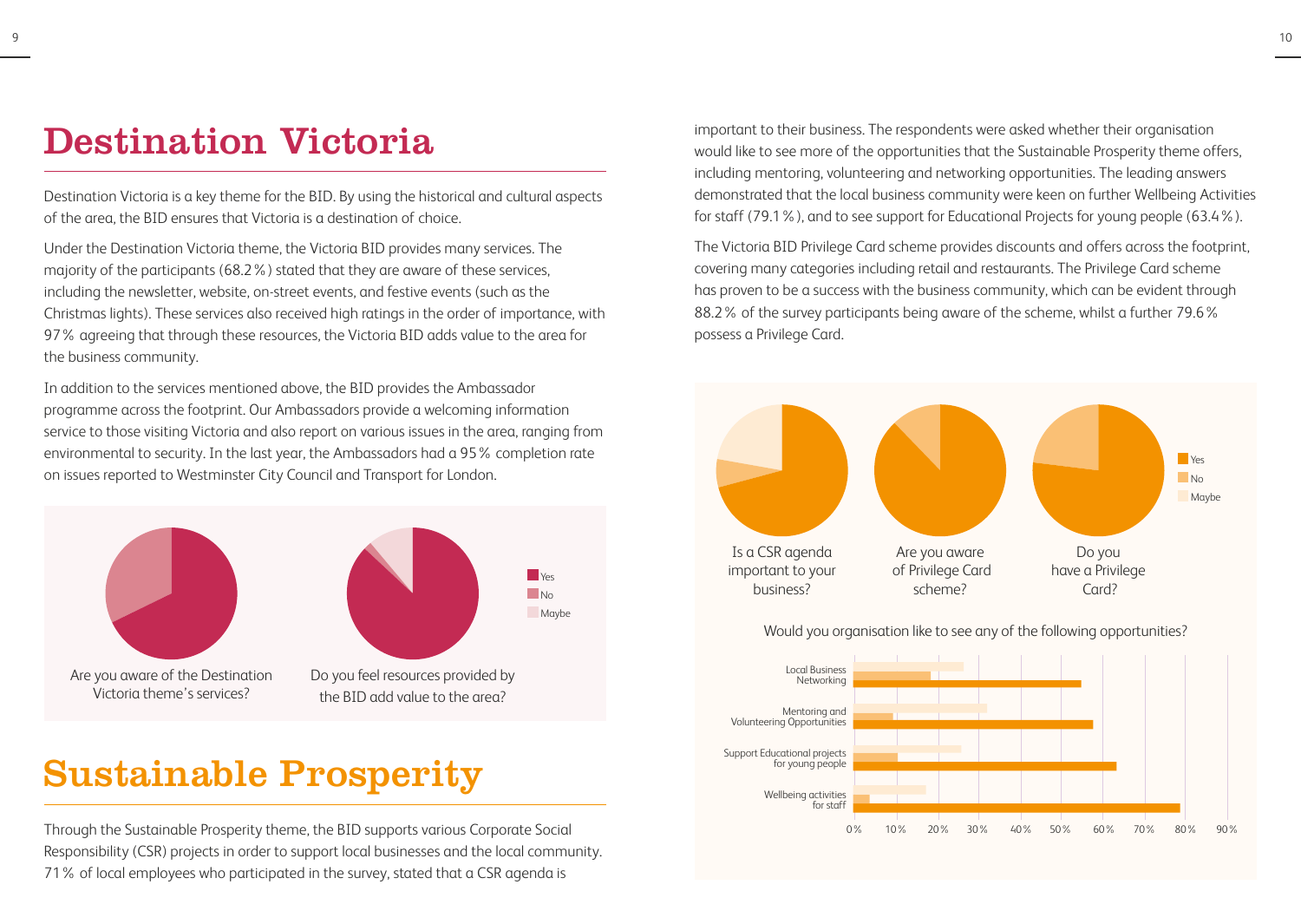# Destination Victoria

Destination Victoria is a key theme for the BID. By using the historical and cultural aspects of the area, the BID ensures that Victoria is a destination of choice.

Under the Destination Victoria theme, the Victoria BID provides many services. The majority of the participants (68.2%) stated that they are aware of these services, including the newsletter, website, on-street events, and festive events (such as the Christmas lights). These services also received high ratings in the order of importance, with 97% agreeing that through these resources, the Victoria BID adds value to the area for the business community.

In addition to the services mentioned above, the BID provides the Ambassador programme across the footprint. Our Ambassadors provide a welcoming information service to those visiting Victoria and also report on various issues in the area, ranging from environmental to security. In the last year, the Ambassadors had a 95% completion rate on issues reported to Westminster City Council and Transport for London.

Yes / No / Maybe

Are you aware of the Destination Victoria theme's services?

Do you feel resources provided by the BID add value to the area?

# Sustainable Prosperity

Through the Sustainable Prosperity theme, the BID supports various Corporate Social Responsibility (CSR) projects in order to support local businesses and the local community. 71% of local employees who participated in the survey, stated that a CSR agenda is important to their business. The respondents were asked whether their organisation would like to see more of the opportunities that the Sustainable Prosperity theme offers, including mentoring, volunteering and networking opportunities. The leading answers demonstrated that the local business community were keen on further Wellbeing Activities for staff (79.1%), and to see support for Educational Projects for young people (63.4%).

The Victoria BID Privilege Card scheme provides discounts and offers across the footprint, covering many categories including retail and restaurants. The Privilege Card scheme has proven to be a success with the business community, which can be evident through 88.2% of the survey participants being aware of the scheme, whilst a further 79.6% possess a Privilege Card.

Yes / No / Maybe

Is a CSR agenda important to your business?

Are you aware of Privilege Card scheme?

Do you have a Privilege Card?

Would you organisation like to see any of the following opportunities?

- Local Business Networking
- Mentoring and Volunteering Opportunities
- Support Educational projects for young people
- Wellbeing activities for staff

0% 10% 20% 30% 40% 50% 60% 70% 80% 90%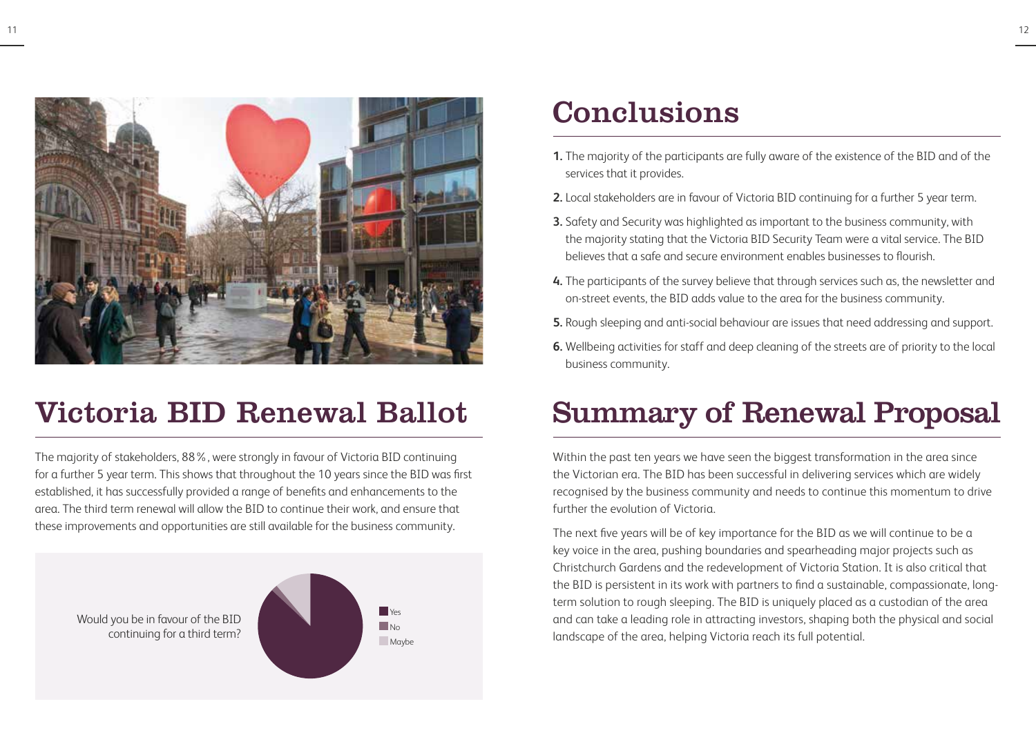# Victoria BID Renewal Ballot

The majority of stakeholders, 88%, were strongly in favour of Victoria BID continuing for a further 5 year term. This shows that throughout the 10 years since the BID was first established, it has successfully provided a range of benefits and enhancements to the area. The third term renewal will allow the BID to continue their work, and ensure that these improvements and opportunities are still available for the business community.

Would you be in favour of the BID continuing for a third term?

Yes
No
Maybe

# Conclusions

1. The majority of the participants are fully aware of the existence of the BID and of the services that it provides.
2. Local stakeholders are in favour of Victoria BID continuing for a further 5 year term.
3. Safety and Security was highlighted as important to the business community, with the majority stating that the Victoria BID Security Team were a vital service. The BID believes that a safe and secure environment enables businesses to flourish.
4. The participants of the survey believe that through services such as, the newsletter and on-street events, the BID adds value to the area for the business community.
5. Rough sleeping and anti-social behaviour are issues that need addressing and support.
6. Wellbeing activities for staff and deep cleaning of the streets are of priority to the local business community.

# Summary of Renewal Proposal

Within the past ten years we have seen the biggest transformation in the area since the Victorian era. The BID has been successful in delivering services which are widely recognised by the business community and needs to continue this momentum to drive further the evolution of Victoria.

The next five years will be of key importance for the BID as we will continue to be a key voice in the area, pushing boundaries and spearheading major projects such as Christchurch Gardens and the redevelopment of Victoria Station. It is also critical that the BID is persistent in its work with partners to find a sustainable, compassionate, long-term solution to rough sleeping. The BID is uniquely placed as a custodian of the area and can take a leading role in attracting investors, shaping both the physical and social landscape of the area, helping Victoria reach its full potential.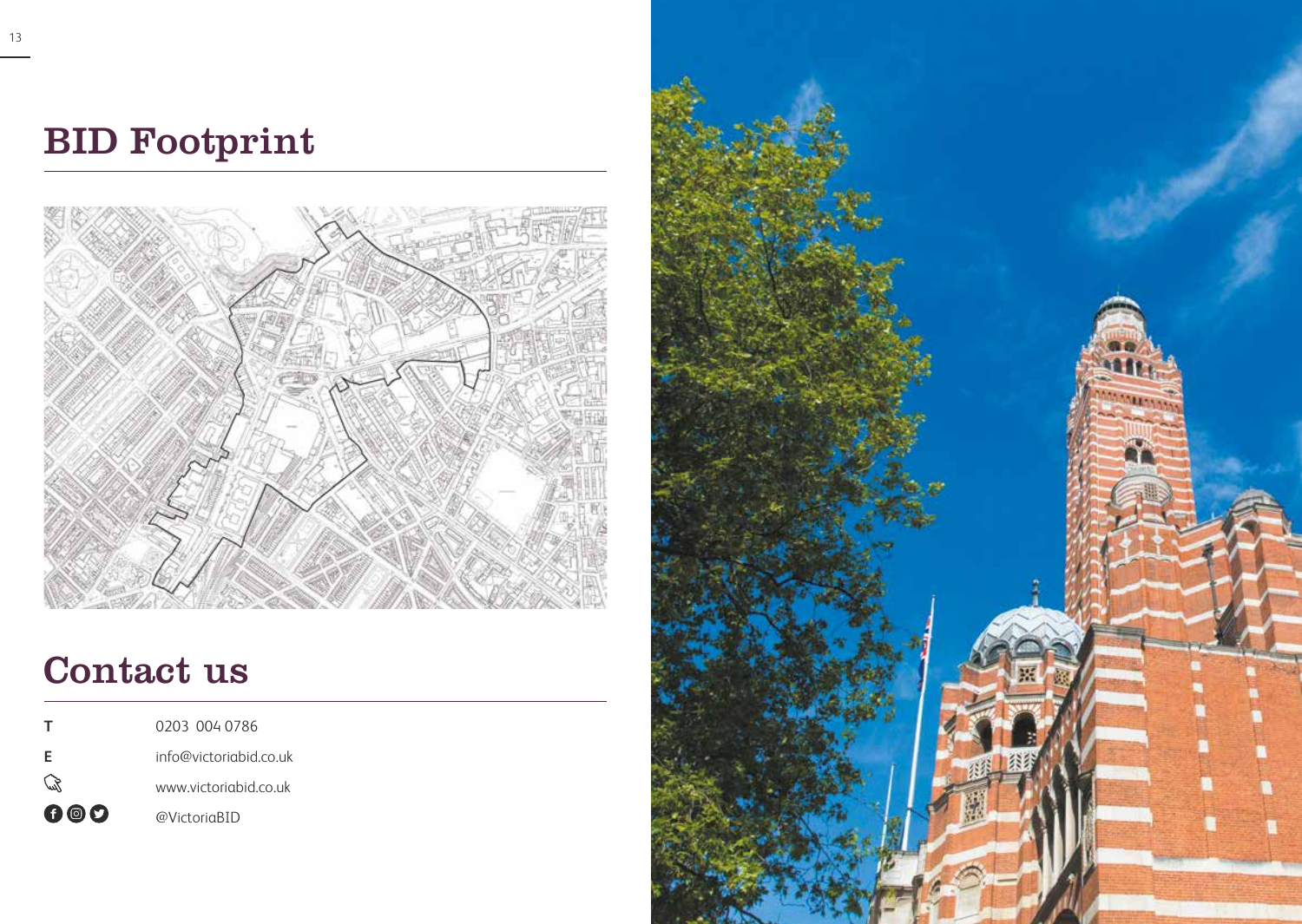## BID Footprint

## Contact us

| | |
|---|---|
| **T** | 0203 004 0786 |
| **E** | info@victoriabid.co.uk |
| | www.victoriabid.co.uk |
| | @VictoriaBID |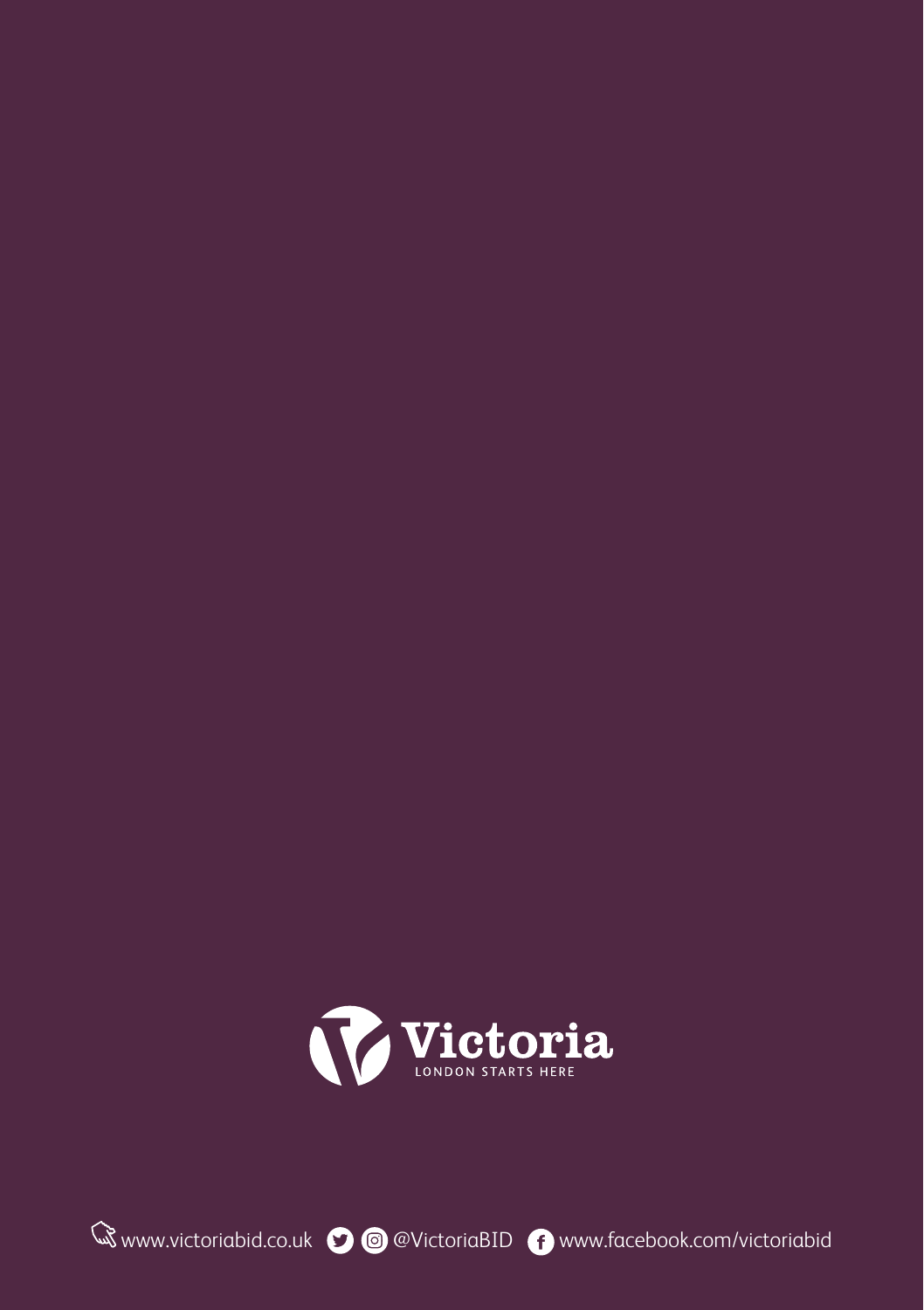Victoria

LONDON STARTS HERE

www.victoriabid.co.uk @VictoriaBID www.facebook.com/victoriabid